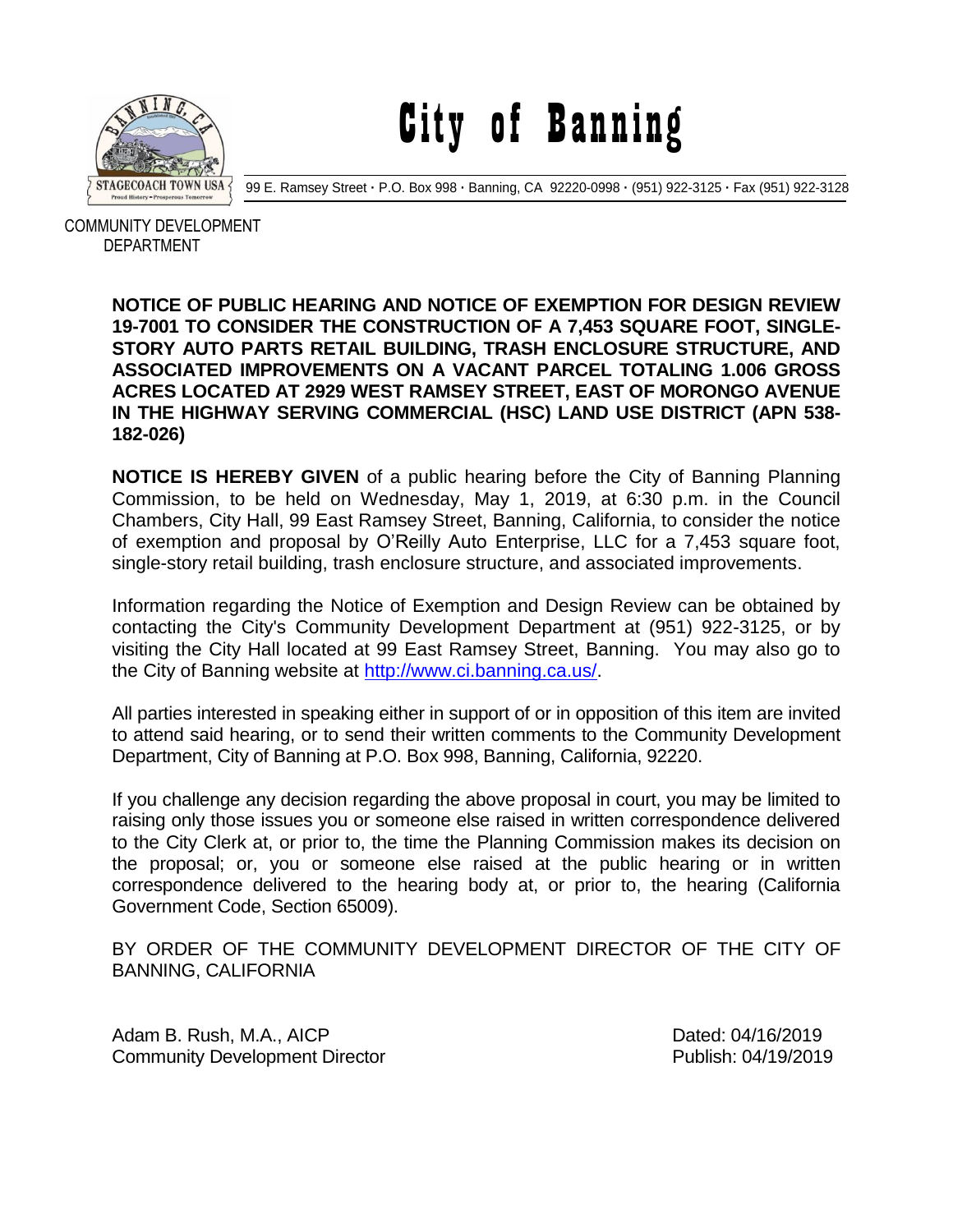# City of Banning

99 E. Ramsey Street · P.O. Box 998 · Banning, CA 92220-0998 · (951) 922-3125 · Fax (951) 922-3128

COMMUNITY DEVELOPMENT DEPARTMENT

**NOTICE OF PUBLIC HEARING AND NOTICE OF EXEMPTION FOR DESIGN REVIEW 19-7001 TO CONSIDER THE CONSTRUCTION OF A 7,453 SQUARE FOOT, SINGLE-STORY AUTO PARTS RETAIL BUILDING, TRASH ENCLOSURE STRUCTURE, AND ASSOCIATED IMPROVEMENTS ON A VACANT PARCEL TOTALING 1.006 GROSS ACRES LOCATED AT 2929 WEST RAMSEY STREET, EAST OF MORONGO AVENUE IN THE HIGHWAY SERVING COMMERCIAL (HSC) LAND USE DISTRICT (APN 538-182-026)**

**NOTICE IS HEREBY GIVEN** of a public hearing before the City of Banning Planning Commission, to be held on Wednesday, May 1, 2019, at 6:30 p.m. in the Council Chambers, City Hall, 99 East Ramsey Street, Banning, California, to consider the notice of exemption and proposal by O'Reilly Auto Enterprise, LLC for a 7,453 square foot, single-story retail building, trash enclosure structure, and associated improvements.

Information regarding the Notice of Exemption and Design Review can be obtained by contacting the City's Community Development Department at (951) 922-3125, or by visiting the City Hall located at 99 East Ramsey Street, Banning. You may also go to the City of Banning website at http://www.ci.banning.ca.us/.

All parties interested in speaking either in support of or in opposition of this item are invited to attend said hearing, or to send their written comments to the Community Development Department, City of Banning at P.O. Box 998, Banning, California, 92220.

If you challenge any decision regarding the above proposal in court, you may be limited to raising only those issues you or someone else raised in written correspondence delivered to the City Clerk at, or prior to, the time the Planning Commission makes its decision on the proposal; or, you or someone else raised at the public hearing or in written correspondence delivered to the hearing body at, or prior to, the hearing (California Government Code, Section 65009).

BY ORDER OF THE COMMUNITY DEVELOPMENT DIRECTOR OF THE CITY OF BANNING, CALIFORNIA

Adam B. Rush, M.A., AICP
Community Development Director

Dated: 04/16/2019
Publish: 04/19/2019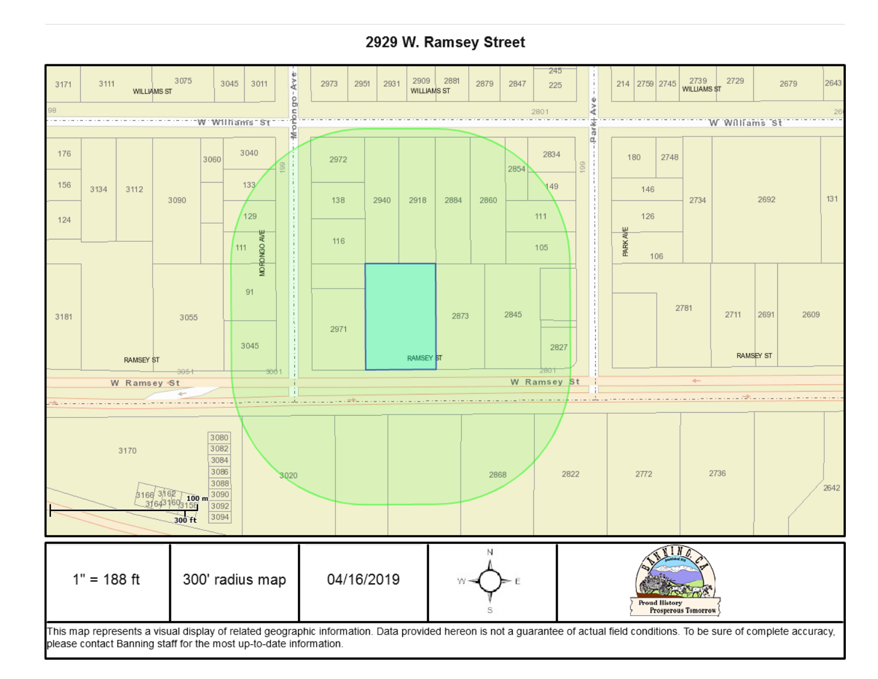# 2929 W. Ramsey Street

| | | | | |
|---|---|---|---|---|
| 1" = 188 ft | 300' radius map | 04/16/2019 | N / W / E / S | Proud History Prosperous Tomorrow |

This map represents a visual display of related geographic information. Data provided hereon is not a guarantee of actual field conditions. To be sure of complete accuracy, please contact Banning staff for the most up-to-date information.